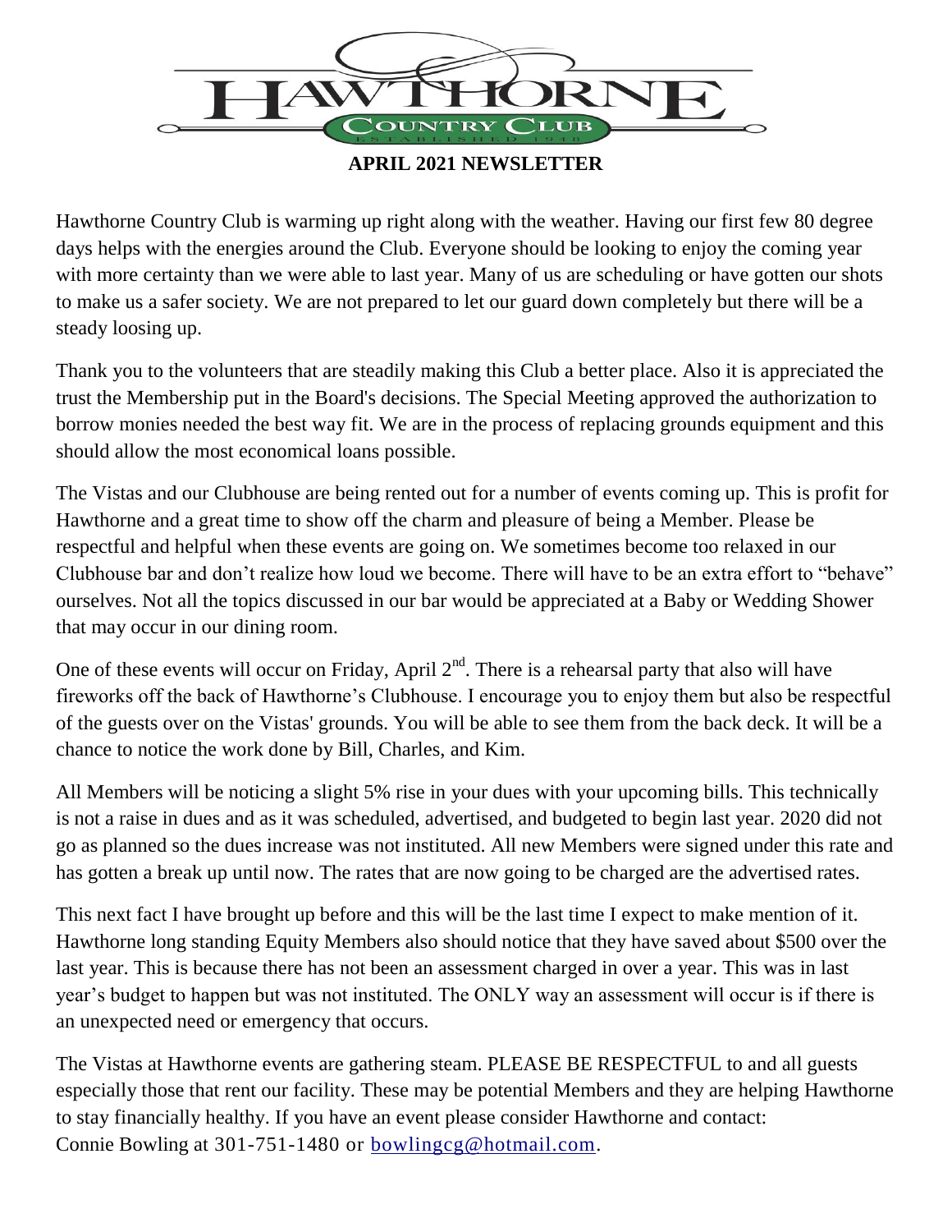# HAWTHORNE COUNTRY CLUB

ESTABLISHED 1948

## APRIL 2021 NEWSLETTER

Hawthorne Country Club is warming up right along with the weather. Having our first few 80 degree days helps with the energies around the Club. Everyone should be looking to enjoy the coming year with more certainty than we were able to last year. Many of us are scheduling or have gotten our shots to make us a safer society. We are not prepared to let our guard down completely but there will be a steady loosing up.

Thank you to the volunteers that are steadily making this Club a better place. Also it is appreciated the trust the Membership put in the Board's decisions. The Special Meeting approved the authorization to borrow monies needed the best way fit. We are in the process of replacing grounds equipment and this should allow the most economical loans possible.

The Vistas and our Clubhouse are being rented out for a number of events coming up. This is profit for Hawthorne and a great time to show off the charm and pleasure of being a Member. Please be respectful and helpful when these events are going on. We sometimes become too relaxed in our Clubhouse bar and don't realize how loud we become. There will have to be an extra effort to "behave" ourselves. Not all the topics discussed in our bar would be appreciated at a Baby or Wedding Shower that may occur in our dining room.

One of these events will occur on Friday, April 2nd. There is a rehearsal party that also will have fireworks off the back of Hawthorne's Clubhouse. I encourage you to enjoy them but also be respectful of the guests over on the Vistas' grounds. You will be able to see them from the back deck. It will be a chance to notice the work done by Bill, Charles, and Kim.

All Members will be noticing a slight 5% rise in your dues with your upcoming bills. This technically is not a raise in dues and as it was scheduled, advertised, and budgeted to begin last year. 2020 did not go as planned so the dues increase was not instituted. All new Members were signed under this rate and has gotten a break up until now. The rates that are now going to be charged are the advertised rates.

This next fact I have brought up before and this will be the last time I expect to make mention of it. Hawthorne long standing Equity Members also should notice that they have saved about $500 over the last year. This is because there has not been an assessment charged in over a year. This was in last year's budget to happen but was not instituted. The ONLY way an assessment will occur is if there is an unexpected need or emergency that occurs.

The Vistas at Hawthorne events are gathering steam. PLEASE BE RESPECTFUL to and all guests especially those that rent our facility. These may be potential Members and they are helping Hawthorne to stay financially healthy. If you have an event please consider Hawthorne and contact:
Connie Bowling at 301-751-1480 or bowlingcg@hotmail.com.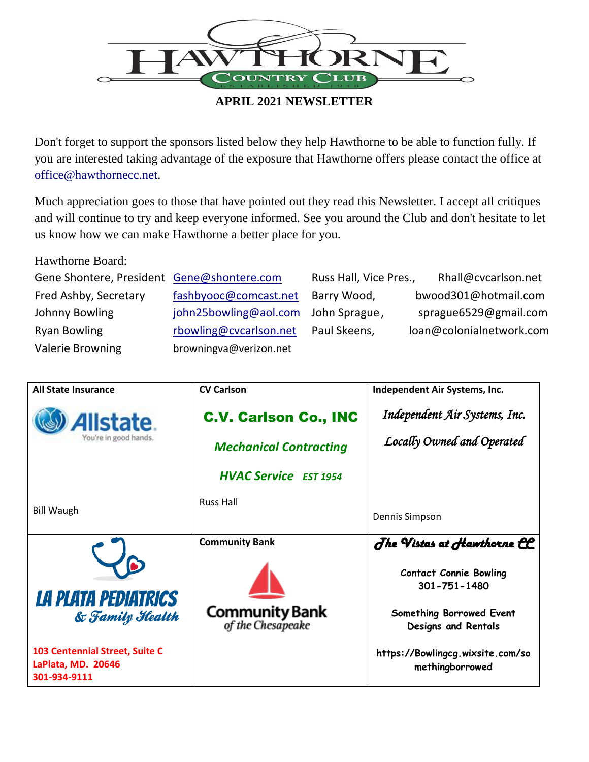# HAWTHORNE COUNTRY CLUB

ESTABLISHED 1948

**APRIL 2021 NEWSLETTER**

Don't forget to support the sponsors listed below they help Hawthorne to be able to function fully. If you are interested taking advantage of the exposure that Hawthorne offers please contact the office at office@hawthornecc.net.

Much appreciation goes to those that have pointed out they read this Newsletter. I accept all critiques and will continue to try and keep everyone informed. See you around the Club and don't hesitate to let us know how we can make Hawthorne a better place for you.

Hawthorne Board:

| | | | |
|---|---|---|---|
| Gene Shontere, President | Gene@shontere.com | Russ Hall, Vice Pres., | Rhall@cvcarlson.net |
| Fred Ashby, Secretary | fashbyooc@comcast.net | Barry Wood, | bwood301@hotmail.com |
| Johnny Bowling | john25bowling@aol.com | John Sprague, | sprague6529@gmail.com |
| Ryan Bowling | rbowling@cvcarlson.net | Paul Skeens, | loan@colonialnetwork.com |
| Valerie Browning | browningva@verizon.net | | |

| **All State Insurance** | **CV Carlson** | **Independent Air Systems, Inc.** |
|---|---|---|
| Allstate. You're in good hands.<br><br>Bill Waugh | **C.V. Carlson Co., INC**<br>***Mechanical Contracting***<br>***HVAC Service EST 1954***<br><br>Russ Hall | *Independent Air Systems, Inc.*<br>*Locally Owned and Operated*<br><br>Dennis Simpson |
| LA PLATA PEDIATRICS & Family Health<br><br>**103 Centennial Street, Suite C**<br>**LaPlata, MD. 20646**<br>**301-934-9111** | **Community Bank**<br><br>Community Bank of the Chesapeake | ***The Vistas at Hawthorne CC***<br><br>**Contact Connie Bowling**<br>**301-751-1480**<br><br>**Something Borrowed Event Designs and Rentals**<br><br>**https://Bowlingcg.wixsite.com/somethingborrowed** |